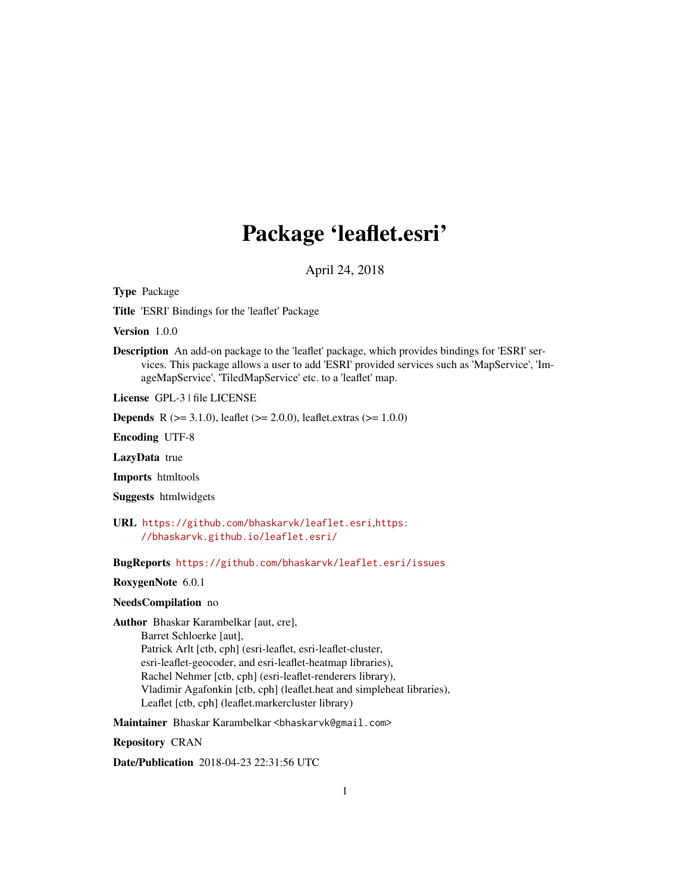# Package 'leaflet.esri'

April 24, 2018

**Type** Package

**Title** 'ESRI' Bindings for the 'leaflet' Package

**Version** 1.0.0

**Description** An add-on package to the 'leaflet' package, which provides bindings for 'ESRI' services. This package allows a user to add 'ESRI' provided services such as 'MapService', 'ImageMapService', 'TiledMapService' etc. to a 'leaflet' map.

**License** GPL-3 | file LICENSE

**Depends** R (>= 3.1.0), leaflet (>= 2.0.0), leaflet.extras (>= 1.0.0)

**Encoding** UTF-8

**LazyData** true

**Imports** htmltools

**Suggests** htmlwidgets

**URL** https://github.com/bhaskarvk/leaflet.esri,https://bhaskarvk.github.io/leaflet.esri/

**BugReports** https://github.com/bhaskarvk/leaflet.esri/issues

**RoxygenNote** 6.0.1

**NeedsCompilation** no

**Author** Bhaskar Karambelkar [aut, cre],
Barret Schloerke [aut],
Patrick Arlt [ctb, cph] (esri-leaflet, esri-leaflet-cluster, esri-leaflet-geocoder, and esri-leaflet-heatmap libraries),
Rachel Nehmer [ctb, cph] (esri-leaflet-renderers library),
Vladimir Agafonkin [ctb, cph] (leaflet.heat and simpleheat libraries),
Leaflet [ctb, cph] (leaflet.markercluster library)

**Maintainer** Bhaskar Karambelkar <bhaskarvk@gmail.com>

**Repository** CRAN

**Date/Publication** 2018-04-23 22:31:56 UTC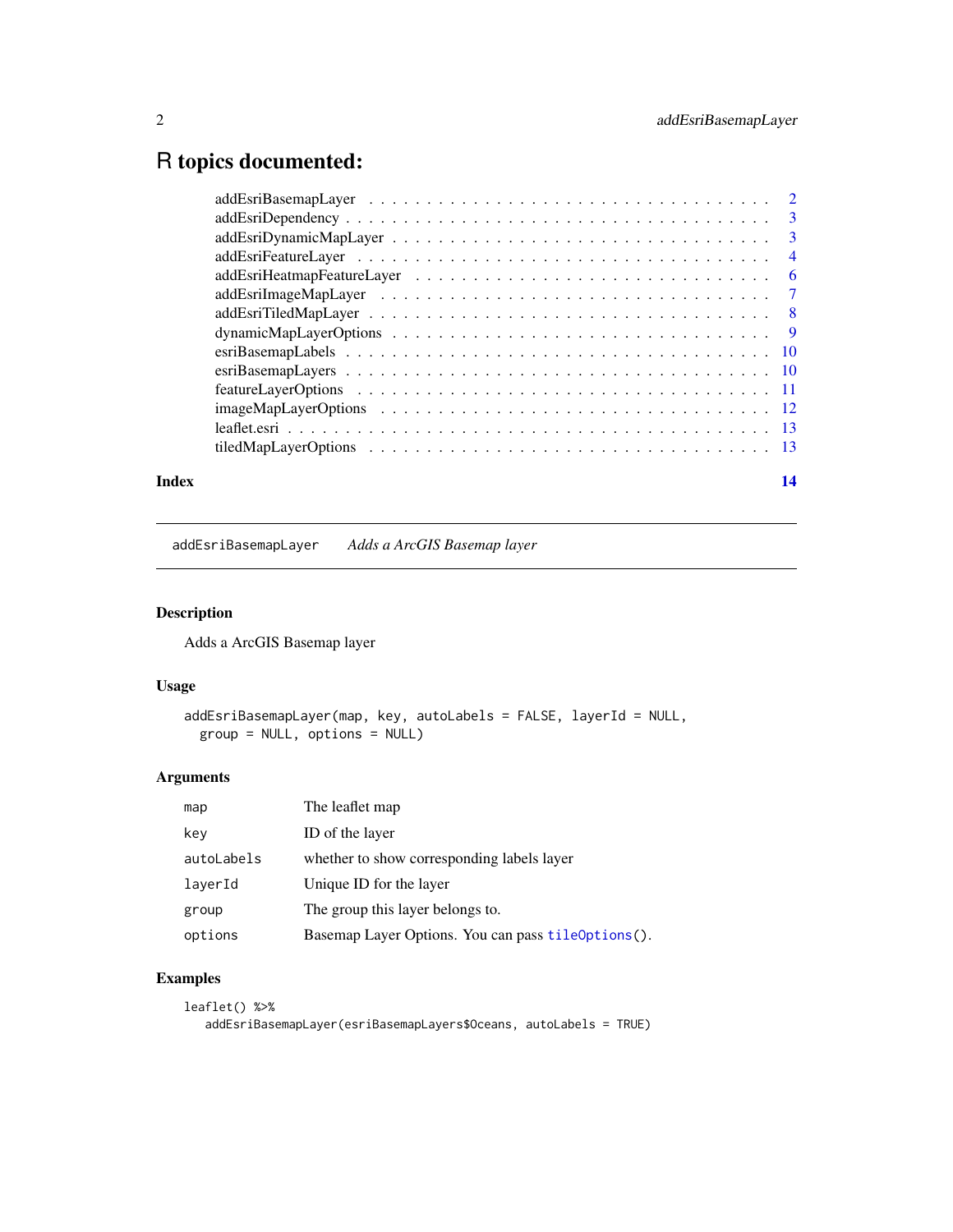# R topics documented:

| | |
|---|---|
| addEsriBasemapLayer | 2 |
| addEsriDependency | 3 |
| addEsriDynamicMapLayer | 3 |
| addEsriFeatureLayer | 4 |
| addEsriHeatmapFeatureLayer | 6 |
| addEsriImageMapLayer | 7 |
| addEsriTiledMapLayer | 8 |
| dynamicMapLayerOptions | 9 |
| esriBasemapLabels | 10 |
| esriBasemapLayers | 10 |
| featureLayerOptions | 11 |
| imageMapLayerOptions | 12 |
| leaflet.esri | 13 |
| tiledMapLayerOptions | 13 |

**Index** 14

---

`addEsriBasemapLayer` *Adds a ArcGIS Basemap layer*

---

## Description

Adds a ArcGIS Basemap layer

## Usage

```
addEsriBasemapLayer(map, key, autoLabels = FALSE, layerId = NULL,
  group = NULL, options = NULL)
```

## Arguments

| | |
|---|---|
| `map` | The leaflet map |
| `key` | ID of the layer |
| `autoLabels` | whether to show corresponding labels layer |
| `layerId` | Unique ID for the layer |
| `group` | The group this layer belongs to. |
| `options` | Basemap Layer Options. You can pass `tileOptions()`. |

## Examples

```
leaflet() %>%
  addEsriBasemapLayer(esriBasemapLayers$Oceans, autoLabels = TRUE)
```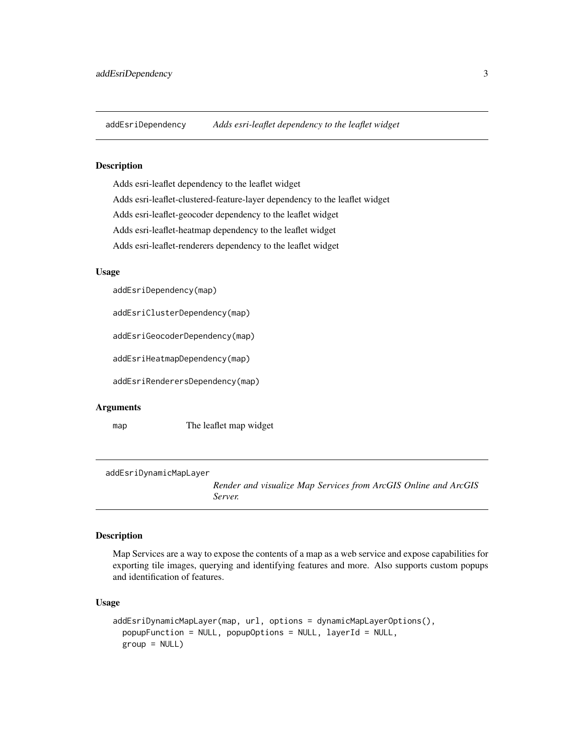## addEsriDependency *Adds esri-leaflet dependency to the leaflet widget*

### Description

Adds esri-leaflet dependency to the leaflet widget

Adds esri-leaflet-clustered-feature-layer dependency to the leaflet widget

Adds esri-leaflet-geocoder dependency to the leaflet widget

Adds esri-leaflet-heatmap dependency to the leaflet widget

Adds esri-leaflet-renderers dependency to the leaflet widget

### Usage

```
addEsriDependency(map)

addEsriClusterDependency(map)

addEsriGeocoderDependency(map)

addEsriHeatmapDependency(map)

addEsriRenderersDependency(map)
```

### Arguments

| | |
|---|---|
| map | The leaflet map widget |

## addEsriDynamicMapLayer *Render and visualize Map Services from ArcGIS Online and ArcGIS Server.*

### Description

Map Services are a way to expose the contents of a map as a web service and expose capabilities for exporting tile images, querying and identifying features and more. Also supports custom popups and identification of features.

### Usage

```
addEsriDynamicMapLayer(map, url, options = dynamicMapLayerOptions(),
  popupFunction = NULL, popupOptions = NULL, layerId = NULL,
  group = NULL)
```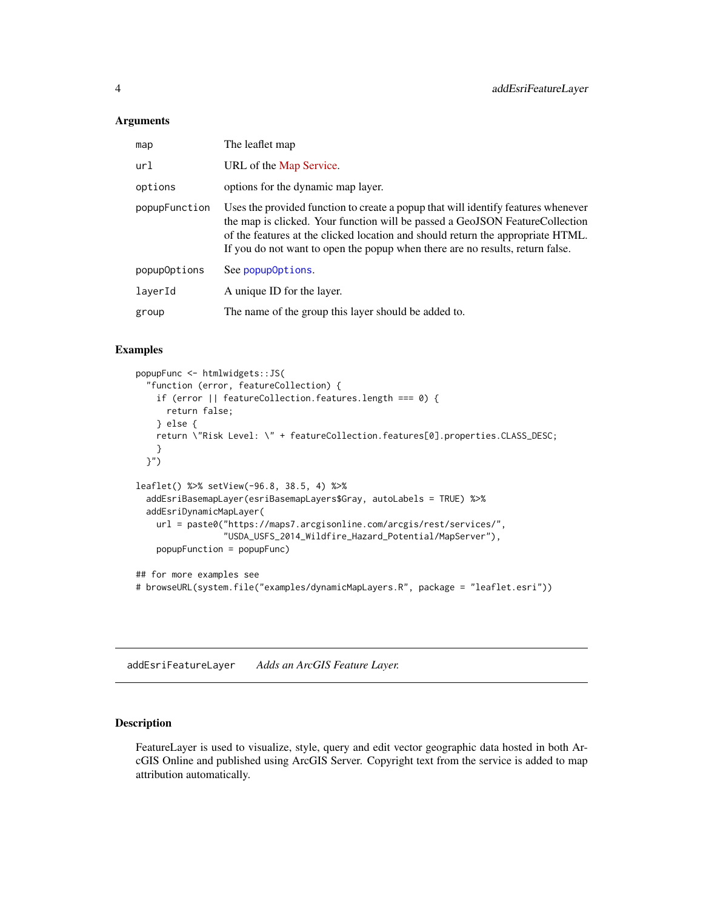### Arguments

| | |
|---|---|
| map | The leaflet map |
| url | URL of the Map Service. |
| options | options for the dynamic map layer. |
| popupFunction | Uses the provided function to create a popup that will identify features whenever the map is clicked. Your function will be passed a GeoJSON FeatureCollection of the features at the clicked location and should return the appropriate HTML. If you do not want to open the popup when there are no results, return false. |
| popupOptions | See popupOptions. |
| layerId | A unique ID for the layer. |
| group | The name of the group this layer should be added to. |

### Examples

```
popupFunc <- htmlwidgets::JS(
  "function (error, featureCollection) {
    if (error || featureCollection.features.length === 0) {
      return false;
    } else {
    return \"Risk Level: \" + featureCollection.features[0].properties.CLASS_DESC;
    }
  }")

leaflet() %>% setView(-96.8, 38.5, 4) %>%
  addEsriBasemapLayer(esriBasemapLayers$Gray, autoLabels = TRUE) %>%
  addEsriDynamicMapLayer(
    url = paste0("https://maps7.arcgisonline.com/arcgis/rest/services/",
                 "USDA_USFS_2014_Wildfire_Hazard_Potential/MapServer"),
    popupFunction = popupFunc)

## for more examples see
# browseURL(system.file("examples/dynamicMapLayers.R", package = "leaflet.esri"))
```

---

## addEsriFeatureLayer *Adds an ArcGIS Feature Layer.*

### Description

FeatureLayer is used to visualize, style, query and edit vector geographic data hosted in both ArcGIS Online and published using ArcGIS Server. Copyright text from the service is added to map attribution automatically.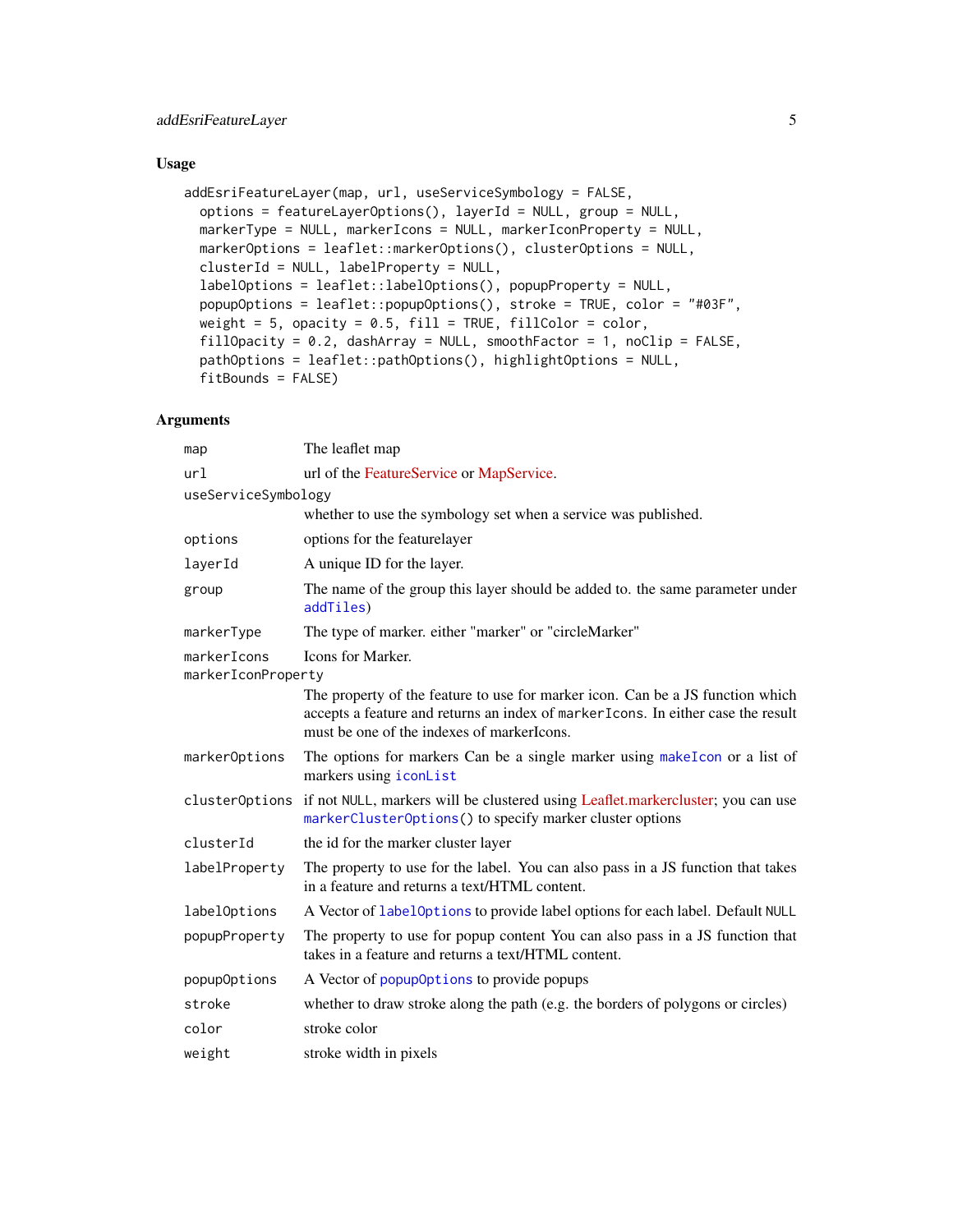## Usage

```
addEsriFeatureLayer(map, url, useServiceSymbology = FALSE,
  options = featureLayerOptions(), layerId = NULL, group = NULL,
  markerType = NULL, markerIcons = NULL, markerIconProperty = NULL,
  markerOptions = leaflet::markerOptions(), clusterOptions = NULL,
  clusterId = NULL, labelProperty = NULL,
  labelOptions = leaflet::labelOptions(), popupProperty = NULL,
  popupOptions = leaflet::popupOptions(), stroke = TRUE, color = "#03F",
  weight = 5, opacity = 0.5, fill = TRUE, fillColor = color,
  fillOpacity = 0.2, dashArray = NULL, smoothFactor = 1, noClip = FALSE,
  pathOptions = leaflet::pathOptions(), highlightOptions = NULL,
  fitBounds = FALSE)
```

## Arguments

- `map` — The leaflet map
- `url` — url of the FeatureService or MapService.
- `useServiceSymbology` — whether to use the symbology set when a service was published.
- `options` — options for the featurelayer
- `layerId` — A unique ID for the layer.
- `group` — The name of the group this layer should be added to. the same parameter under `addTiles`)
- `markerType` — The type of marker. either "marker" or "circleMarker"
- `markerIcons` — Icons for Marker.
- `markerIconProperty` — The property of the feature to use for marker icon. Can be a JS function which accepts a feature and returns an index of `markerIcons`. In either case the result must be one of the indexes of markerIcons.
- `markerOptions` — The options for markers Can be a single marker using `makeIcon` or a list of markers using `iconList`
- `clusterOptions` — if not NULL, markers will be clustered using Leaflet.markercluster; you can use `markerClusterOptions()` to specify marker cluster options
- `clusterId` — the id for the marker cluster layer
- `labelProperty` — The property to use for the label. You can also pass in a JS function that takes in a feature and returns a text/HTML content.
- `labelOptions` — A Vector of `labelOptions` to provide label options for each label. Default NULL
- `popupProperty` — The property to use for popup content You can also pass in a JS function that takes in a feature and returns a text/HTML content.
- `popupOptions` — A Vector of `popupOptions` to provide popups
- `stroke` — whether to draw stroke along the path (e.g. the borders of polygons or circles)
- `color` — stroke color
- `weight` — stroke width in pixels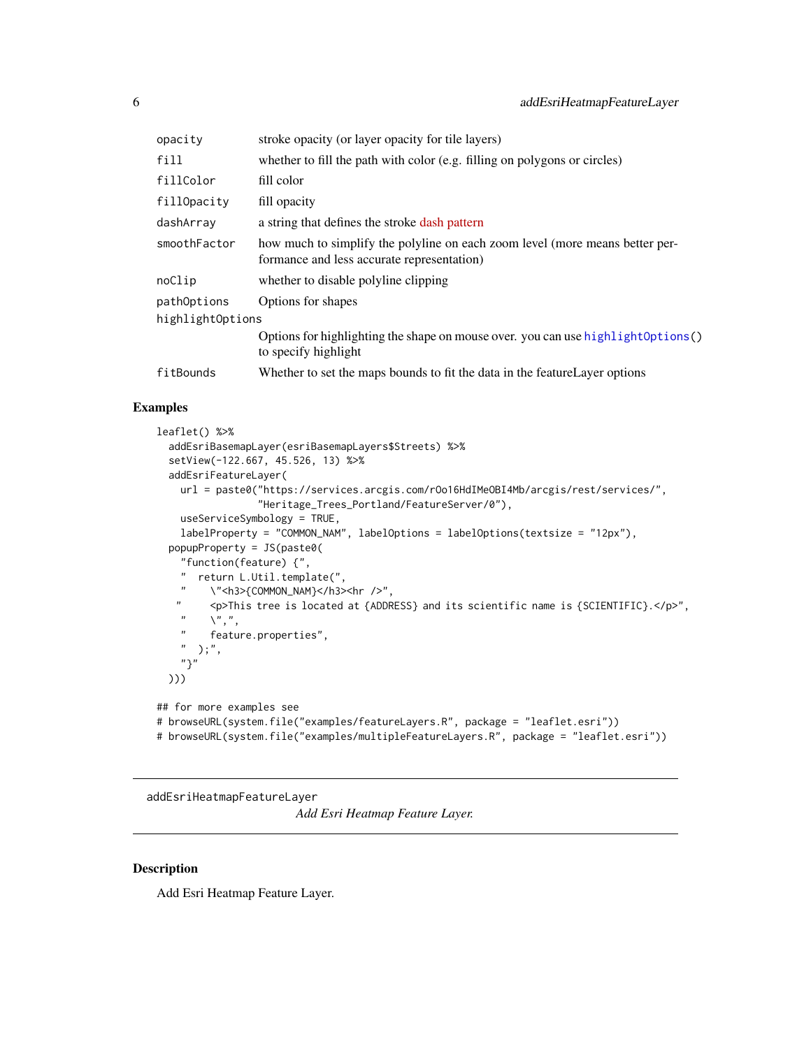| | |
|---|---|
| `opacity` | stroke opacity (or layer opacity for tile layers) |
| `fill` | whether to fill the path with color (e.g. filling on polygons or circles) |
| `fillColor` | fill color |
| `fillOpacity` | fill opacity |
| `dashArray` | a string that defines the stroke dash pattern |
| `smoothFactor` | how much to simplify the polyline on each zoom level (more means better performance and less accurate representation) |
| `noClip` | whether to disable polyline clipping |
| `pathOptions` | Options for shapes |
| `highlightOptions` | Options for highlighting the shape on mouse over. you can use `highlightOptions()` to specify highlight |
| `fitBounds` | Whether to set the maps bounds to fit the data in the featureLayer options |

### Examples

```
leaflet() %>%
  addEsriBasemapLayer(esriBasemapLayers$Streets) %>%
  setView(-122.667, 45.526, 13) %>%
  addEsriFeatureLayer(
    url = paste0("https://services.arcgis.com/rOo16HdIMeOBI4Mb/arcgis/rest/services/",
                 "Heritage_Trees_Portland/FeatureServer/0"),
    useServiceSymbology = TRUE,
    labelProperty = "COMMON_NAM", labelOptions = labelOptions(textsize = "12px"),
  popupProperty = JS(paste0(
    "function(feature) {",
    "  return L.Util.template(",
    "    \"<h3>{COMMON_NAM}</h3><hr />",
   "     <p>This tree is located at {ADDRESS} and its scientific name is {SCIENTIFIC}.</p>",
    "    \",",
    "    feature.properties",
    "  );",
    "}"
  )))

## for more examples see
# browseURL(system.file("examples/featureLayers.R", package = "leaflet.esri"))
# browseURL(system.file("examples/multipleFeatureLayers.R", package = "leaflet.esri"))
```

---

## addEsriHeatmapFeatureLayer

*Add Esri Heatmap Feature Layer.*

---

### Description

Add Esri Heatmap Feature Layer.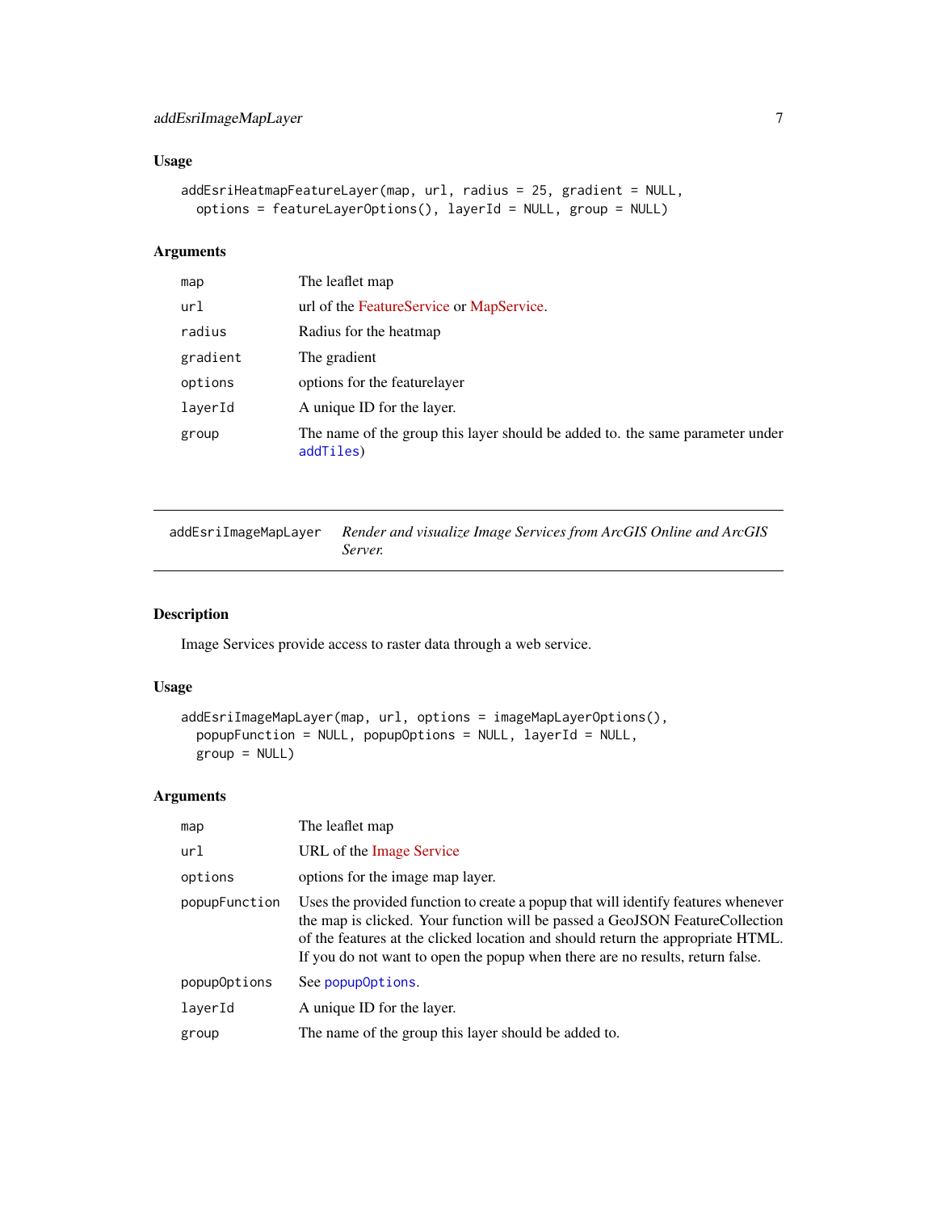### Usage

```
addEsriHeatmapFeatureLayer(map, url, radius = 25, gradient = NULL,
  options = featureLayerOptions(), layerId = NULL, group = NULL)
```

### Arguments

| | |
|---|---|
| map | The leaflet map |
| url | url of the FeatureService or MapService. |
| radius | Radius for the heatmap |
| gradient | The gradient |
| options | options for the featurelayer |
| layerId | A unique ID for the layer. |
| group | The name of the group this layer should be added to. the same parameter under `addTiles`) |

---

## addEsriImageMapLayer

*Render and visualize Image Services from ArcGIS Online and ArcGIS Server.*

---

### Description

Image Services provide access to raster data through a web service.

### Usage

```
addEsriImageMapLayer(map, url, options = imageMapLayerOptions(),
  popupFunction = NULL, popupOptions = NULL, layerId = NULL,
  group = NULL)
```

### Arguments

| | |
|---|---|
| map | The leaflet map |
| url | URL of the Image Service |
| options | options for the image map layer. |
| popupFunction | Uses the provided function to create a popup that will identify features whenever the map is clicked. Your function will be passed a GeoJSON FeatureCollection of the features at the clicked location and should return the appropriate HTML. If you do not want to open the popup when there are no results, return false. |
| popupOptions | See `popupOptions`. |
| layerId | A unique ID for the layer. |
| group | The name of the group this layer should be added to. |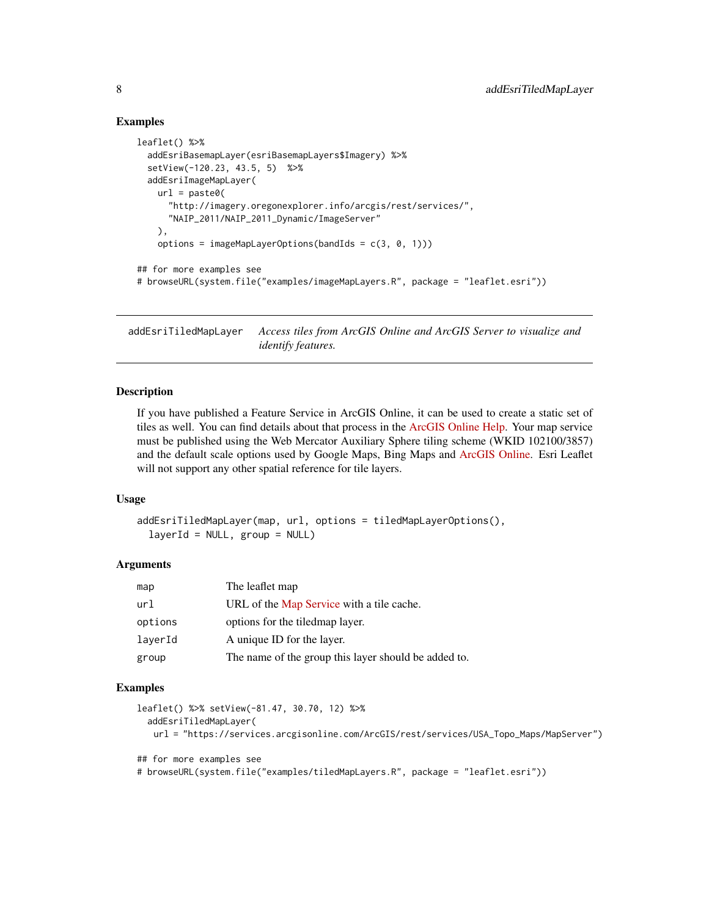## Examples

```
leaflet() %>%
  addEsriBasemapLayer(esriBasemapLayers$Imagery) %>%
  setView(-120.23, 43.5, 5)  %>%
  addEsriImageMapLayer(
    url = paste0(
      "http://imagery.oregonexplorer.info/arcgis/rest/services/",
      "NAIP_2011/NAIP_2011_Dynamic/ImageServer"
    ),
    options = imageMapLayerOptions(bandIds = c(3, 0, 1)))

## for more examples see
# browseURL(system.file("examples/imageMapLayers.R", package = "leaflet.esri"))
```

---

# addEsriTiledMapLayer    *Access tiles from ArcGIS Online and ArcGIS Server to visualize and identify features.*

---

## Description

If you have published a Feature Service in ArcGIS Online, it can be used to create a static set of tiles as well. You can find details about that process in the ArcGIS Online Help. Your map service must be published using the Web Mercator Auxiliary Sphere tiling scheme (WKID 102100/3857) and the default scale options used by Google Maps, Bing Maps and ArcGIS Online. Esri Leaflet will not support any other spatial reference for tile layers.

## Usage

```
addEsriTiledMapLayer(map, url, options = tiledMapLayerOptions(),
  layerId = NULL, group = NULL)
```

## Arguments

| | |
|---|---|
| `map` | The leaflet map |
| `url` | URL of the Map Service with a tile cache. |
| `options` | options for the tiledmap layer. |
| `layerId` | A unique ID for the layer. |
| `group` | The name of the group this layer should be added to. |

## Examples

```
leaflet() %>% setView(-81.47, 30.70, 12) %>%
  addEsriTiledMapLayer(
   url = "https://services.arcgisonline.com/ArcGIS/rest/services/USA_Topo_Maps/MapServer")

## for more examples see
# browseURL(system.file("examples/tiledMapLayers.R", package = "leaflet.esri"))
```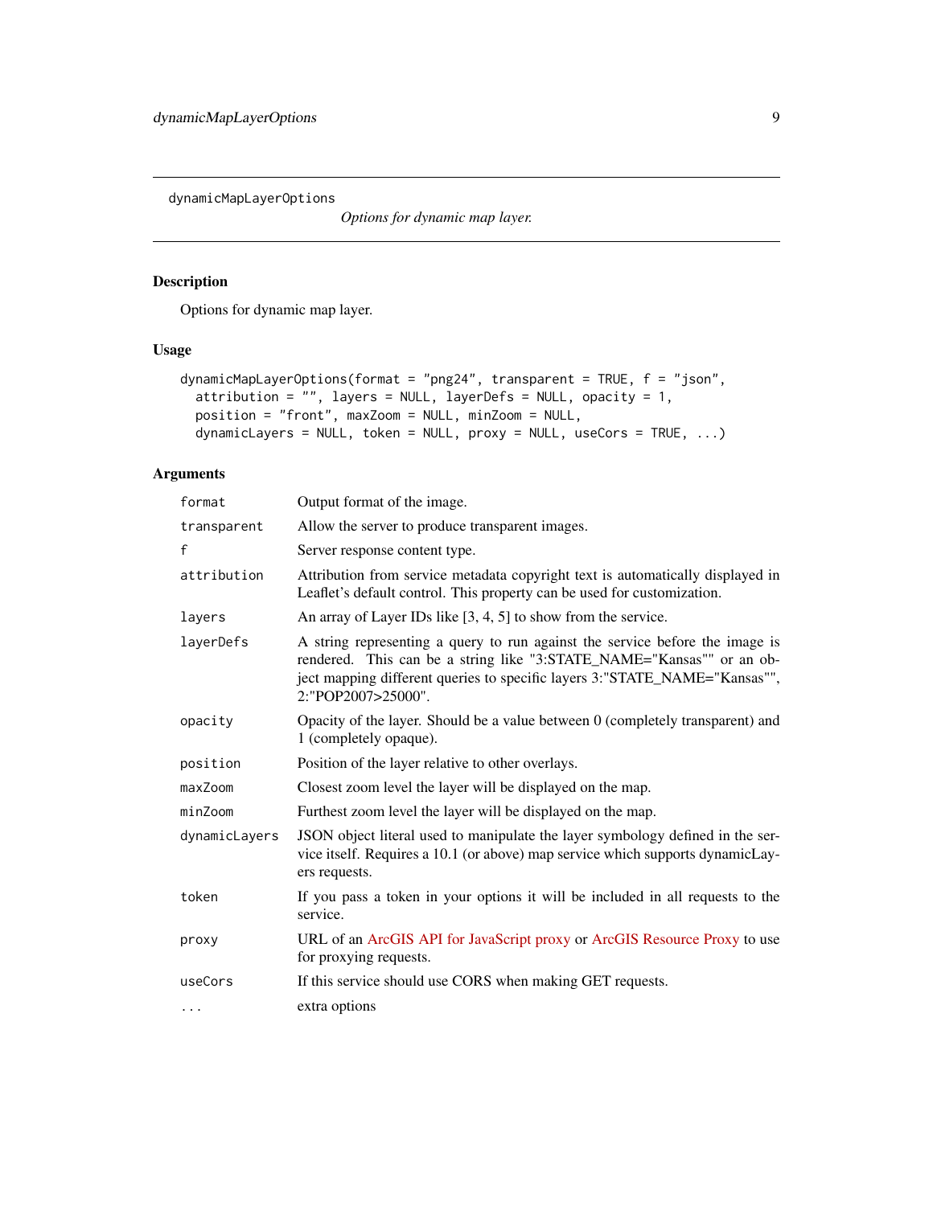`dynamicMapLayerOptions` — *Options for dynamic map layer.*

## Description

Options for dynamic map layer.

## Usage

```
dynamicMapLayerOptions(format = "png24", transparent = TRUE, f = "json",
  attribution = "", layers = NULL, layerDefs = NULL, opacity = 1,
  position = "front", maxZoom = NULL, minZoom = NULL,
  dynamicLayers = NULL, token = NULL, proxy = NULL, useCors = TRUE, ...)
```

## Arguments

| Argument | Description |
|---|---|
| `format` | Output format of the image. |
| `transparent` | Allow the server to produce transparent images. |
| `f` | Server response content type. |
| `attribution` | Attribution from service metadata copyright text is automatically displayed in Leaflet's default control. This property can be used for customization. |
| `layers` | An array of Layer IDs like [3, 4, 5] to show from the service. |
| `layerDefs` | A string representing a query to run against the service before the image is rendered. This can be a string like "3:STATE_NAME="Kansas"" or an object mapping different queries to specific layers 3:"STATE_NAME="Kansas"", 2:"POP2007>25000". |
| `opacity` | Opacity of the layer. Should be a value between 0 (completely transparent) and 1 (completely opaque). |
| `position` | Position of the layer relative to other overlays. |
| `maxZoom` | Closest zoom level the layer will be displayed on the map. |
| `minZoom` | Furthest zoom level the layer will be displayed on the map. |
| `dynamicLayers` | JSON object literal used to manipulate the layer symbology defined in the service itself. Requires a 10.1 (or above) map service which supports dynamicLayers requests. |
| `token` | If you pass a token in your options it will be included in all requests to the service. |
| `proxy` | URL of an ArcGIS API for JavaScript proxy or ArcGIS Resource Proxy to use for proxying requests. |
| `useCors` | If this service should use CORS when making GET requests. |
| `...` | extra options |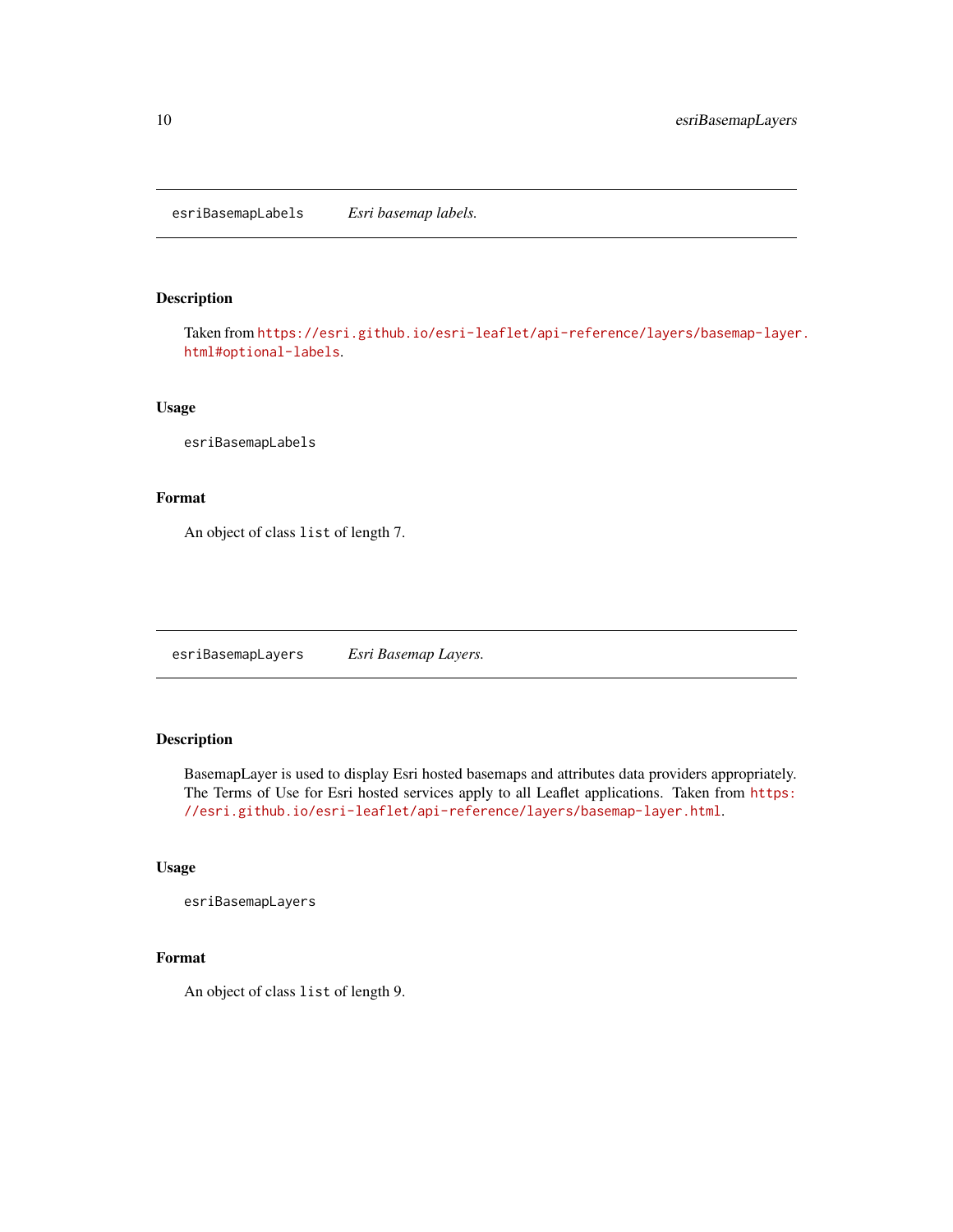## esriBasemapLabels — *Esri basemap labels.*

### Description

Taken from https://esri.github.io/esri-leaflet/api-reference/layers/basemap-layer.html#optional-labels.

### Usage

```
esriBasemapLabels
```

### Format

An object of class `list` of length 7.

## esriBasemapLayers — *Esri Basemap Layers.*

### Description

BasemapLayer is used to display Esri hosted basemaps and attributes data providers appropriately. The Terms of Use for Esri hosted services apply to all Leaflet applications. Taken from https://esri.github.io/esri-leaflet/api-reference/layers/basemap-layer.html.

### Usage

```
esriBasemapLayers
```

### Format

An object of class `list` of length 9.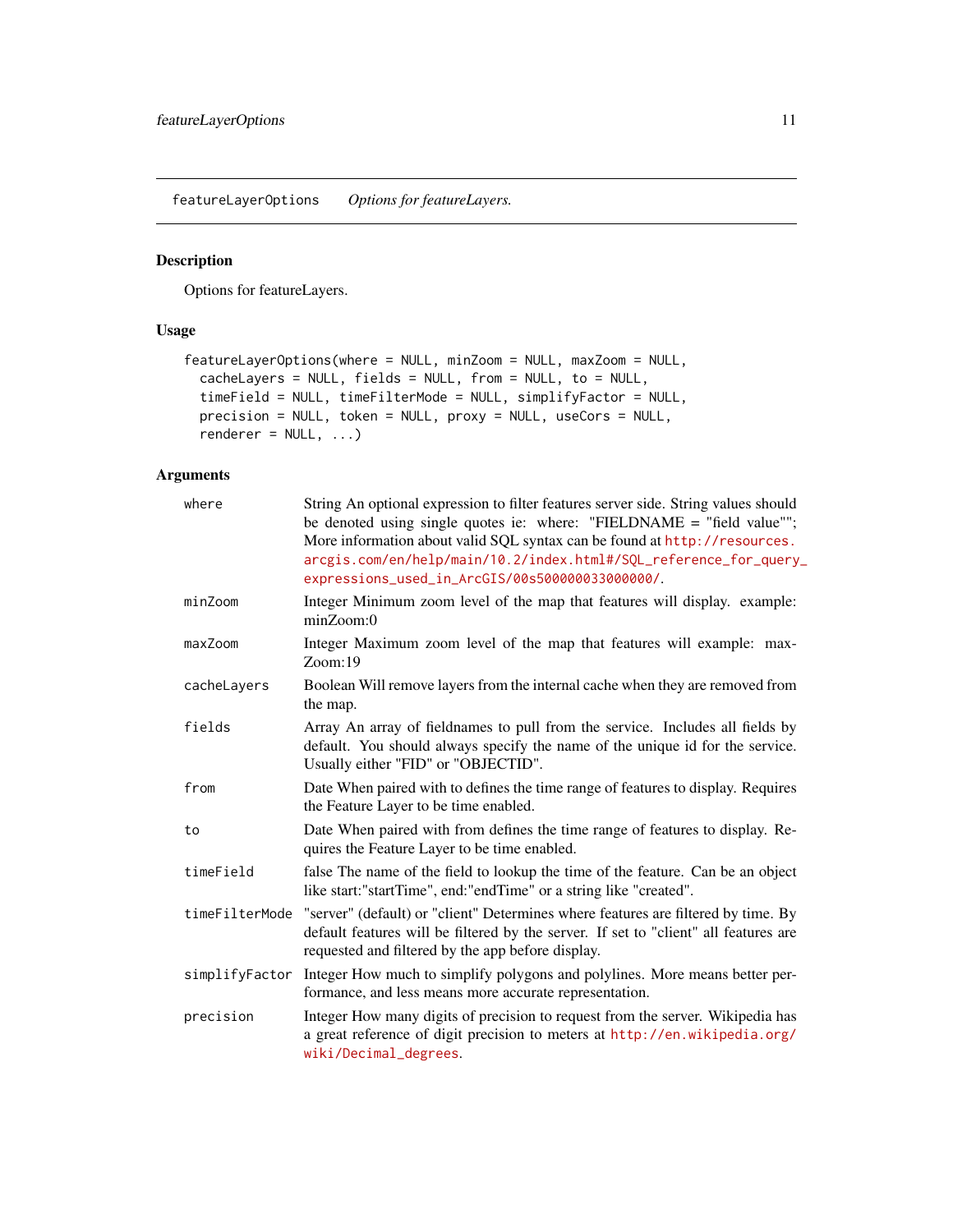## featureLayerOptions *Options for featureLayers.*

### Description

Options for featureLayers.

### Usage

```
featureLayerOptions(where = NULL, minZoom = NULL, maxZoom = NULL,
  cacheLayers = NULL, fields = NULL, from = NULL, to = NULL,
  timeField = NULL, timeFilterMode = NULL, simplifyFactor = NULL,
  precision = NULL, token = NULL, proxy = NULL, useCors = NULL,
  renderer = NULL, ...)
```

### Arguments

| | |
|---|---|
| `where` | String An optional expression to filter features server side. String values should be denoted using single quotes ie: where: "FIELDNAME = "field value""; More information about valid SQL syntax can be found at http://resources.arcgis.com/en/help/main/10.2/index.html#/SQL_reference_for_query_expressions_used_in_ArcGIS/00s500000033000000/. |
| `minZoom` | Integer Minimum zoom level of the map that features will display. example: minZoom:0 |
| `maxZoom` | Integer Maximum zoom level of the map that features will example: maxZoom:19 |
| `cacheLayers` | Boolean Will remove layers from the internal cache when they are removed from the map. |
| `fields` | Array An array of fieldnames to pull from the service. Includes all fields by default. You should always specify the name of the unique id for the service. Usually either "FID" or "OBJECTID". |
| `from` | Date When paired with to defines the time range of features to display. Requires the Feature Layer to be time enabled. |
| `to` | Date When paired with from defines the time range of features to display. Requires the Feature Layer to be time enabled. |
| `timeField` | false The name of the field to lookup the time of the feature. Can be an object like start:"startTime", end:"endTime" or a string like "created". |
| `timeFilterMode` | "server" (default) or "client" Determines where features are filtered by time. By default features will be filtered by the server. If set to "client" all features are requested and filtered by the app before display. |
| `simplifyFactor` | Integer How much to simplify polygons and polylines. More means better performance, and less means more accurate representation. |
| `precision` | Integer How many digits of precision to request from the server. Wikipedia has a great reference of digit precision to meters at http://en.wikipedia.org/wiki/Decimal_degrees. |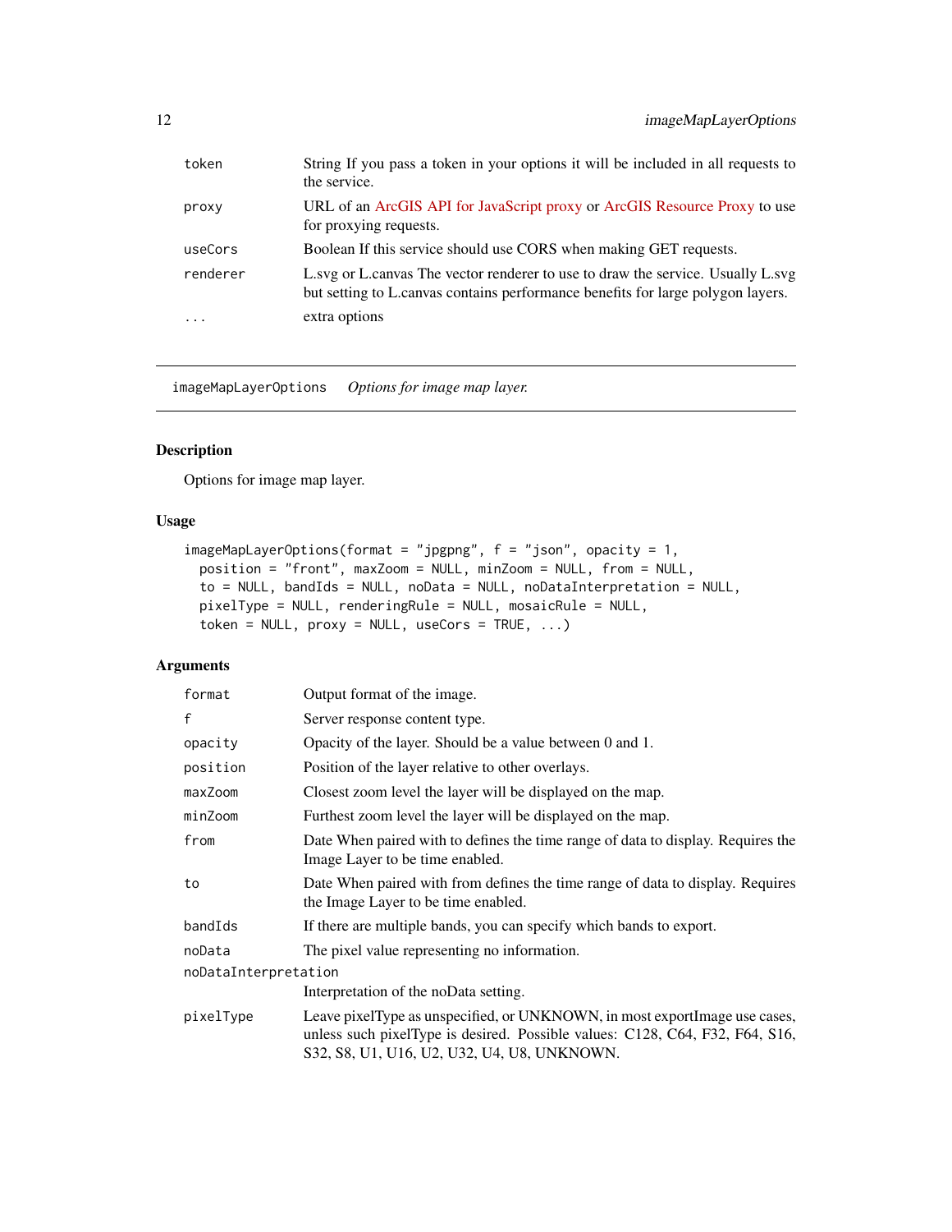| | |
|---|---|
| token | String If you pass a token in your options it will be included in all requests to the service. |
| proxy | URL of an ArcGIS API for JavaScript proxy or ArcGIS Resource Proxy to use for proxying requests. |
| useCors | Boolean If this service should use CORS when making GET requests. |
| renderer | L.svg or L.canvas The vector renderer to use to draw the service. Usually L.svg but setting to L.canvas contains performance benefits for large polygon layers. |
| ... | extra options |

---

imageMapLayerOptions    *Options for image map layer.*

---

## Description

Options for image map layer.

## Usage

```
imageMapLayerOptions(format = "jpgpng", f = "json", opacity = 1,
  position = "front", maxZoom = NULL, minZoom = NULL, from = NULL,
  to = NULL, bandIds = NULL, noData = NULL, noDataInterpretation = NULL,
  pixelType = NULL, renderingRule = NULL, mosaicRule = NULL,
  token = NULL, proxy = NULL, useCors = TRUE, ...)
```

## Arguments

| | |
|---|---|
| format | Output format of the image. |
| f | Server response content type. |
| opacity | Opacity of the layer. Should be a value between 0 and 1. |
| position | Position of the layer relative to other overlays. |
| maxZoom | Closest zoom level the layer will be displayed on the map. |
| minZoom | Furthest zoom level the layer will be displayed on the map. |
| from | Date When paired with to defines the time range of data to display. Requires the Image Layer to be time enabled. |
| to | Date When paired with from defines the time range of data to display. Requires the Image Layer to be time enabled. |
| bandIds | If there are multiple bands, you can specify which bands to export. |
| noData | The pixel value representing no information. |
| noDataInterpretation | Interpretation of the noData setting. |
| pixelType | Leave pixelType as unspecified, or UNKNOWN, in most exportImage use cases, unless such pixelType is desired. Possible values: C128, C64, F32, F64, S16, S32, S8, U1, U16, U2, U32, U4, U8, UNKNOWN. |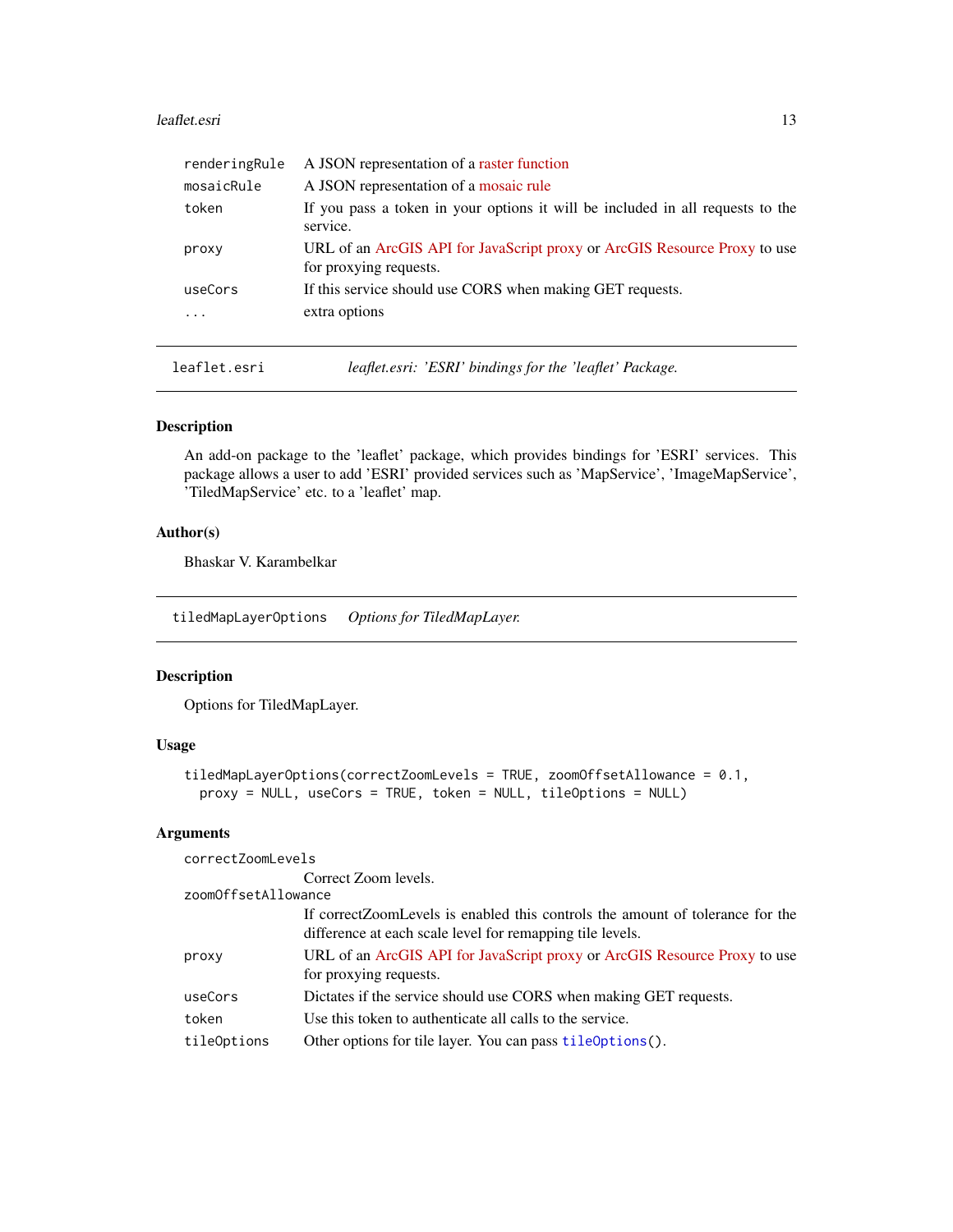| | |
|---|---|
| renderingRule | A JSON representation of a raster function |
| mosaicRule | A JSON representation of a mosaic rule |
| token | If you pass a token in your options it will be included in all requests to the service. |
| proxy | URL of an ArcGIS API for JavaScript proxy or ArcGIS Resource Proxy to use for proxying requests. |
| useCors | If this service should use CORS when making GET requests. |
| ... | extra options |

---

## leaflet.esri — *leaflet.esri: 'ESRI' bindings for the 'leaflet' Package.*

### Description

An add-on package to the 'leaflet' package, which provides bindings for 'ESRI' services. This package allows a user to add 'ESRI' provided services such as 'MapService', 'ImageMapService', 'TiledMapService' etc. to a 'leaflet' map.

### Author(s)

Bhaskar V. Karambelkar

---

## tiledMapLayerOptions — *Options for TiledMapLayer.*

### Description

Options for TiledMapLayer.

### Usage

```
tiledMapLayerOptions(correctZoomLevels = TRUE, zoomOffsetAllowance = 0.1,
  proxy = NULL, useCors = TRUE, token = NULL, tileOptions = NULL)
```

### Arguments

| | |
|---|---|
| correctZoomLevels | Correct Zoom levels. |
| zoomOffsetAllowance | If correctZoomLevels is enabled this controls the amount of tolerance for the difference at each scale level for remapping tile levels. |
| proxy | URL of an ArcGIS API for JavaScript proxy or ArcGIS Resource Proxy to use for proxying requests. |
| useCors | Dictates if the service should use CORS when making GET requests. |
| token | Use this token to authenticate all calls to the service. |
| tileOptions | Other options for tile layer. You can pass `tileOptions()`. |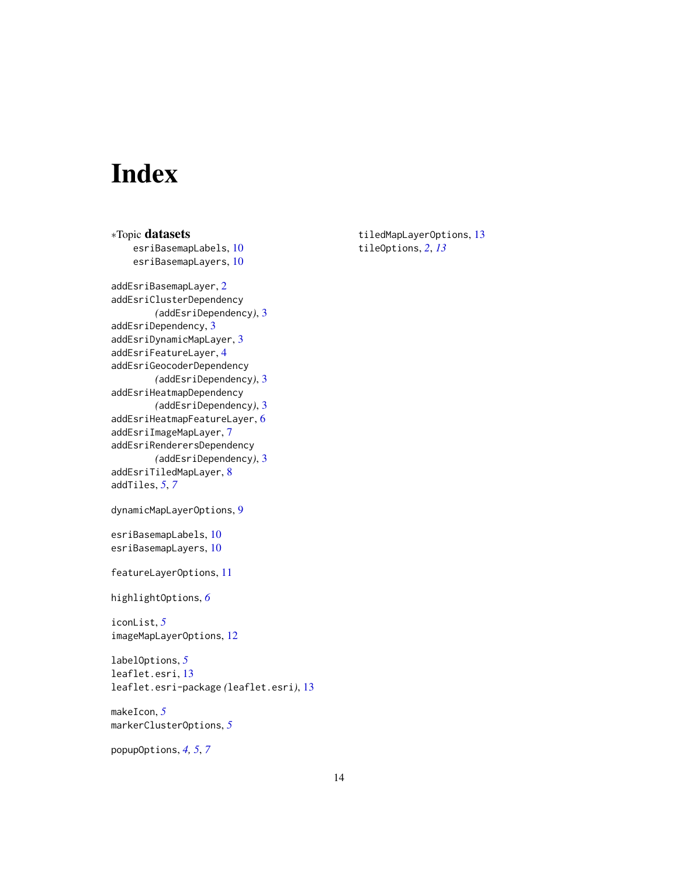# Index

*Topic **datasets**

esriBasemapLabels, 10
esriBasemapLayers, 10

addEsriBasemapLayer, 2
addEsriClusterDependency (addEsriDependency), 3
addEsriDependency, 3
addEsriDynamicMapLayer, 3
addEsriFeatureLayer, 4
addEsriGeocoderDependency (addEsriDependency), 3
addEsriHeatmapDependency (addEsriDependency), 3
addEsriHeatmapFeatureLayer, 6
addEsriImageMapLayer, 7
addEsriRenderersDependency (addEsriDependency), 3
addEsriTiledMapLayer, 8
addTiles, *5*, *7*

dynamicMapLayerOptions, 9

esriBasemapLabels, 10
esriBasemapLayers, 10

featureLayerOptions, 11

highlightOptions, *6*

iconList, *5*
imageMapLayerOptions, 12

labelOptions, *5*
leaflet.esri, 13
leaflet.esri-package *(*leaflet.esri*)*, 13

makeIcon, *5*
markerClusterOptions, *5*

popupOptions, *4, 5*, *7*

tiledMapLayerOptions, 13
tileOptions, *2*, *13*